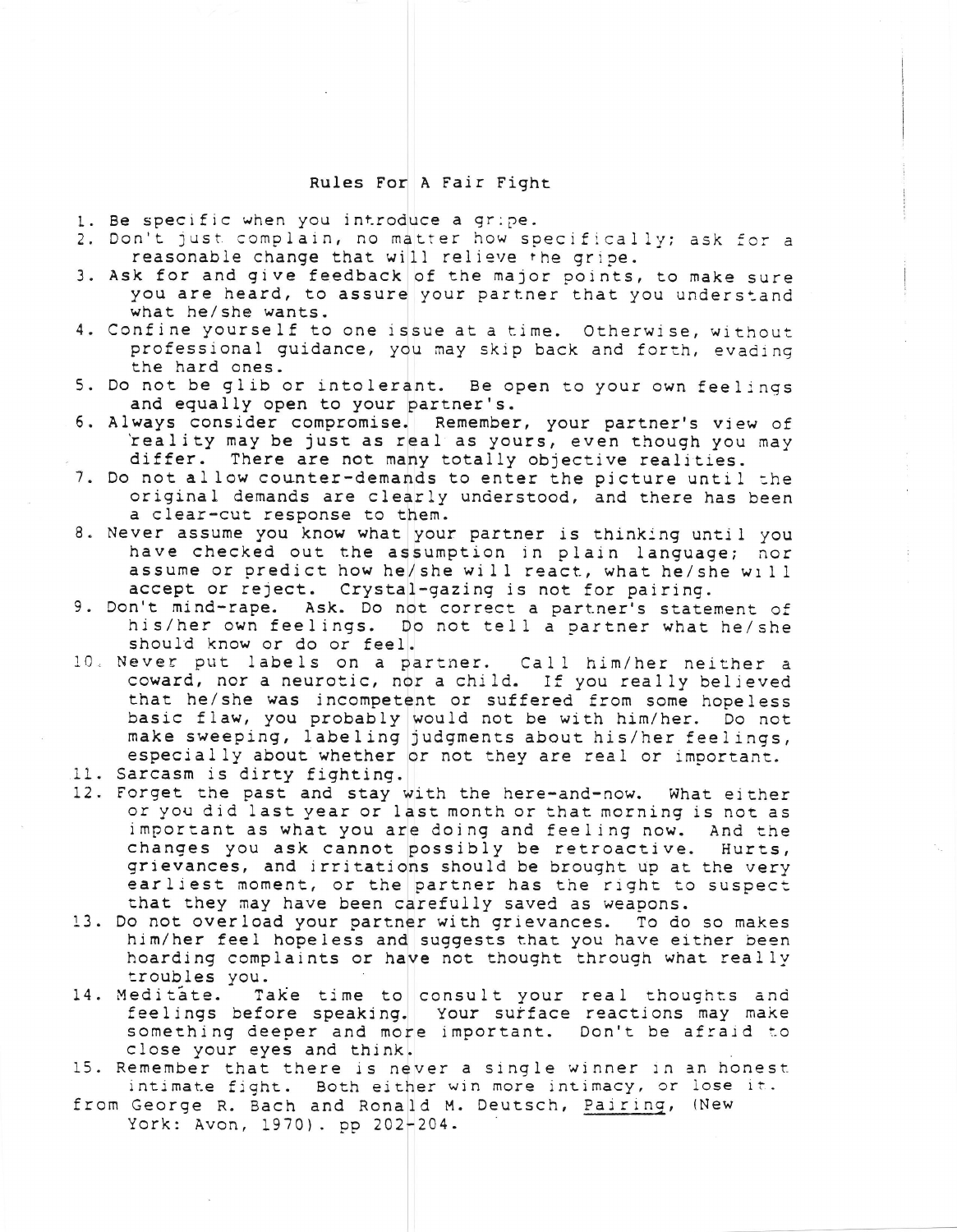# Rules For A Fair Fight

1. Be specific when you introduce a gripe.
2. Don't just complain, no matter how specifically; ask for a reasonable change that will relieve the gripe.
3. Ask for and give feedback of the major points, to make sure you are heard, to assure your partner that you understand what he/she wants.
4. Confine yourself to one issue at a time. Otherwise, without professional guidance, you may skip back and forth, evading the hard ones.
5. Do not be glib or intolerant. Be open to your own feelings and equally open to your partner's.
6. Always consider compromise. Remember, your partner's view of reality may be just as real as yours, even though you may differ. There are not many totally objective realities.
7. Do not allow counter-demands to enter the picture until the original demands are clearly understood, and there has been a clear-cut response to them.
8. Never assume you know what your partner is thinking until you have checked out the assumption in plain language; nor assume or predict how he/she will react, what he/she will accept or reject. Crystal-gazing is not for pairing.
9. Don't mind-rape. Ask. Do not correct a partner's statement of his/her own feelings. Do not tell a partner what he/she should know or do or feel.
10. Never put labels on a partner. Call him/her neither a coward, nor a neurotic, nor a child. If you really believed that he/she was incompetent or suffered from some hopeless basic flaw, you probably would not be with him/her. Do not make sweeping, labeling judgments about his/her feelings, especially about whether or not they are real or important.
11. Sarcasm is dirty fighting.
12. Forget the past and stay with the here-and-now. What either or you did last year or last month or that morning is not as important as what you are doing and feeling now. And the changes you ask cannot possibly be retroactive. Hurts, grievances, and irritations should be brought up at the very earliest moment, or the partner has the right to suspect that they may have been carefully saved as weapons.
13. Do not overload your partner with grievances. To do so makes him/her feel hopeless and suggests that you have either been hoarding complaints or have not thought through what really troubles you.
14. Meditate. Take time to consult your real thoughts and feelings before speaking. Your surface reactions may make something deeper and more important. Don't be afraid to close your eyes and think.
15. Remember that there is never a single winner in an honest intimate fight. Both either win more intimacy, or lose it.

from George R. Bach and Ronald M. Deutsch, Pairing, (New York: Avon, 1970). pp 202-204.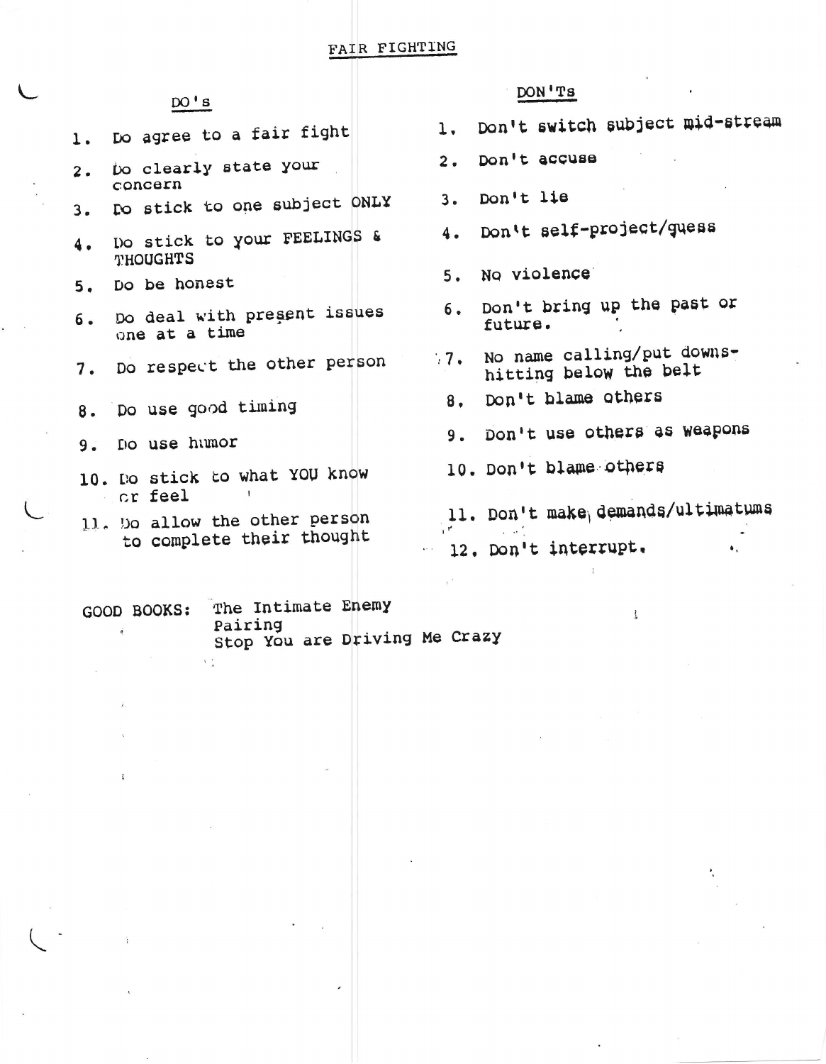## FAIR FIGHTING

### DO's

1. Do agree to a fair fight
2. Do clearly state your concern
3. Do stick to one subject ONLY
4. Do stick to your FEELINGS & THOUGHTS
5. Do be honest
6. Do deal with present issues one at a time
7. Do respect the other person
8. Do use good timing
9. Do use humor
10. Do stick to what YOU know or feel
11. Do allow the other person to complete their thought

### DON'Ts

1. Don't switch subject mid-stream
2. Don't accuse
3. Don't lie
4. Don't self-project/guess
5. No violence
6. Don't bring up the past or future.
7. No name calling/put downs-hitting below the belt
8. Don't blame others
9. Don't use others as weapons
10. Don't blame others
11. Don't make demands/ultimatums
12. Don't interrupt.

GOOD BOOKS: The Intimate Enemy
Pairing
Stop You are Driving Me Crazy